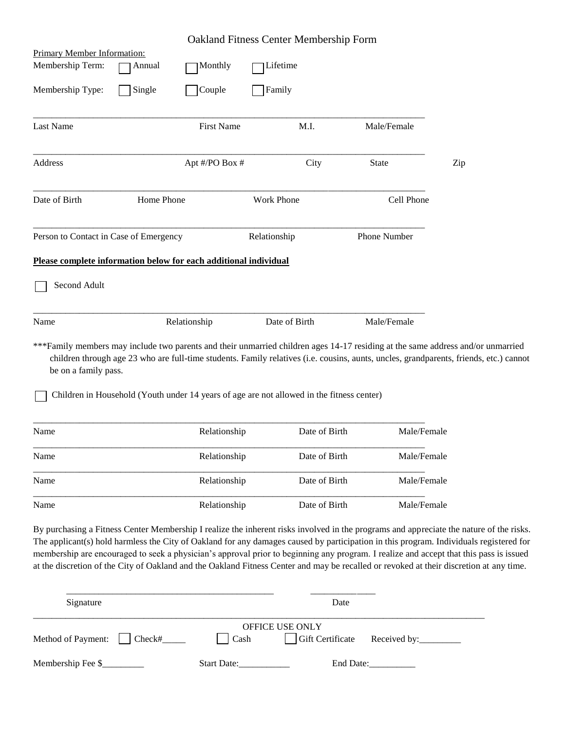# Oakland Fitness Center Membership Form

Primary Member Information:

Membership Term: ☐ Annual ☐ Monthly ☐ Lifetime

Membership Type: ☐ Single ☐ Couple ☐ Family

______________________________________________________________________________

Last Name | First Name | M.I. | Male/Female

______________________________________________________________________________

Address | Apt #/PO Box # | City | State | Zip

______________________________________________________________________________

Date of Birth | Home Phone | Work Phone | Cell Phone

______________________________________________________________________________

Person to Contact in Case of Emergency | Relationship | Phone Number

**Please complete information below for each additional individual**

☐ Second Adult

______________________________________________________________________________

Name | Relationship | Date of Birth | Male/Female

***Family members may include two parents and their unmarried children ages 14-17 residing at the same address and/or unmarried children through age 23 who are full-time students. Family relatives (i.e. cousins, aunts, uncles, grandparents, friends, etc.) cannot be on a family pass.

☐ Children in Household (Youth under 14 years of age are not allowed in the fitness center)

______________________________________________________________________________

Name | Relationship | Date of Birth | Male/Female

______________________________________________________________________________

Name | Relationship | Date of Birth | Male/Female

______________________________________________________________________________

Name | Relationship | Date of Birth | Male/Female

______________________________________________________________________________

Name | Relationship | Date of Birth | Male/Female

By purchasing a Fitness Center Membership I realize the inherent risks involved in the programs and appreciate the nature of the risks. The applicant(s) hold harmless the City of Oakland for any damages caused by participation in this program. Individuals registered for membership are encouraged to seek a physician's approval prior to beginning any program. I realize and accept that this pass is issued at the discretion of the City of Oakland and the Oakland Fitness Center and may be recalled or revoked at their discretion at any time.

____________________________________________ ______________

Signature | Date

______________________________________________________________________________

OFFICE USE ONLY

Method of Payment: ☐ Check#_____ ☐ Cash ☐ Gift Certificate Received by:_________

Membership Fee $_________ Start Date:___________ End Date:__________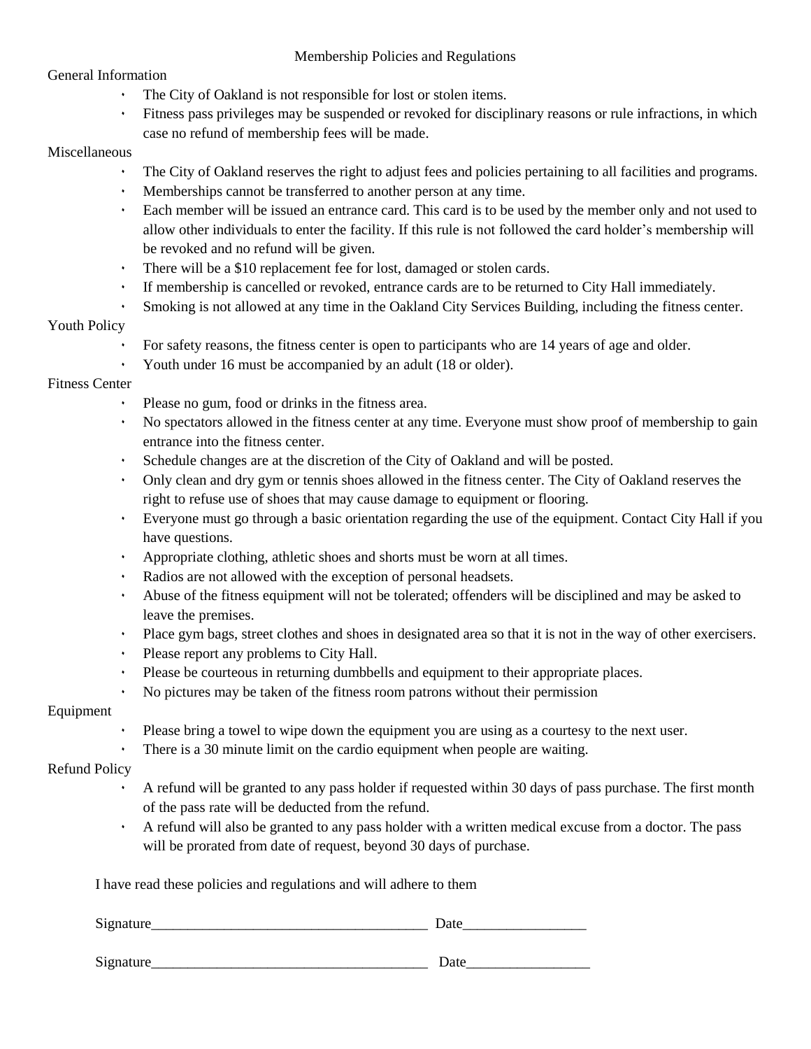# Membership Policies and Regulations

## General Information

- The City of Oakland is not responsible for lost or stolen items.
- Fitness pass privileges may be suspended or revoked for disciplinary reasons or rule infractions, in which case no refund of membership fees will be made.

## Miscellaneous

- The City of Oakland reserves the right to adjust fees and policies pertaining to all facilities and programs.
- Memberships cannot be transferred to another person at any time.
- Each member will be issued an entrance card. This card is to be used by the member only and not used to allow other individuals to enter the facility. If this rule is not followed the card holder's membership will be revoked and no refund will be given.
- There will be a $10 replacement fee for lost, damaged or stolen cards.
- If membership is cancelled or revoked, entrance cards are to be returned to City Hall immediately.
- Smoking is not allowed at any time in the Oakland City Services Building, including the fitness center.

## Youth Policy

- For safety reasons, the fitness center is open to participants who are 14 years of age and older.
- Youth under 16 must be accompanied by an adult (18 or older).

## Fitness Center

- Please no gum, food or drinks in the fitness area.
- No spectators allowed in the fitness center at any time. Everyone must show proof of membership to gain entrance into the fitness center.
- Schedule changes are at the discretion of the City of Oakland and will be posted.
- Only clean and dry gym or tennis shoes allowed in the fitness center. The City of Oakland reserves the right to refuse use of shoes that may cause damage to equipment or flooring.
- Everyone must go through a basic orientation regarding the use of the equipment. Contact City Hall if you have questions.
- Appropriate clothing, athletic shoes and shorts must be worn at all times.
- Radios are not allowed with the exception of personal headsets.
- Abuse of the fitness equipment will not be tolerated; offenders will be disciplined and may be asked to leave the premises.
- Place gym bags, street clothes and shoes in designated area so that it is not in the way of other exercisers.
- Please report any problems to City Hall.
- Please be courteous in returning dumbbells and equipment to their appropriate places.
- No pictures may be taken of the fitness room patrons without their permission

## Equipment

- Please bring a towel to wipe down the equipment you are using as a courtesy to the next user.
- There is a 30 minute limit on the cardio equipment when people are waiting.

## Refund Policy

- A refund will be granted to any pass holder if requested within 30 days of pass purchase. The first month of the pass rate will be deducted from the refund.
- A refund will also be granted to any pass holder with a written medical excuse from a doctor. The pass will be prorated from date of request, beyond 30 days of purchase.

I have read these policies and regulations and will adhere to them

Signature______________________________________ Date_________________

Signature______________________________________ Date_________________